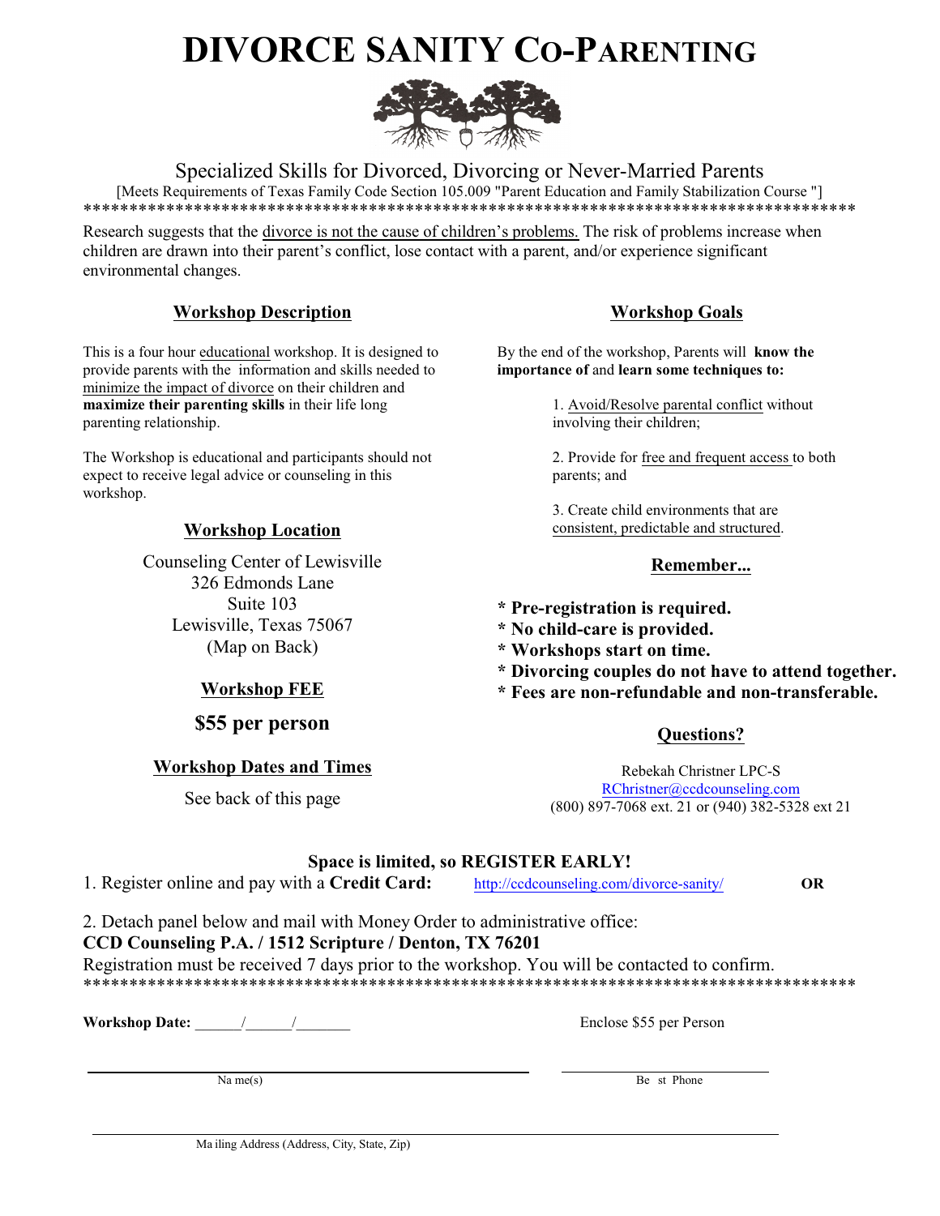# DIVORCE SANITY CO-PARENTING

Specialized Skills for Divorced, Divorcing or Never-Married Parents

[Meets Requirements of Texas Family Code Section 105.009 "Parent Education and Family Stabilization Course "]

*******************************************************************************

Research suggests that the divorce is not the cause of children's problems. The risk of problems increase when children are drawn into their parent's conflict, lose contact with a parent, and/or experience significant environmental changes.

## Workshop Description

This is a four hour educational workshop. It is designed to provide parents with the information and skills needed to minimize the impact of divorce on their children and **maximize their parenting skills** in their life long parenting relationship.

The Workshop is educational and participants should not expect to receive legal advice or counseling in this workshop.

## Workshop Location

Counseling Center of Lewisville
326 Edmonds Lane
Suite 103
Lewisville, Texas 75067
(Map on Back)

## Workshop FEE

**$55 per person**

## Workshop Dates and Times

See back of this page

## Workshop Goals

By the end of the workshop, Parents will **know the importance of** and **learn some techniques to:**

1. Avoid/Resolve parental conflict without involving their children;

2. Provide for free and frequent access to both parents; and

3. Create child environments that are consistent, predictable and structured.

## Remember...

**\* Pre-registration is required.**
**\* No child-care is provided.**
**\* Workshops start on time.**
**\* Divorcing couples do not have to attend together.**
**\* Fees are non-refundable and non-transferable.**

## Questions?

Rebekah Christner LPC-S
RChristner@ccdcounseling.com
(800) 897-7068 ext. 21 or (940) 382-5328 ext 21

**Space is limited, so REGISTER EARLY!**

1. Register online and pay with a **Credit Card:** http://ccdcounseling.com/divorce-sanity/ **OR**

2. Detach panel below and mail with Money Order to administrative office:
**CCD Counseling P.A. / 1512 Scripture / Denton, TX 76201**
Registration must be received 7 days prior to the workshop. You will be contacted to confirm.

*******************************************************************************

**Workshop Date:** ______/______/_______ Enclose $55 per Person

_______________________________________ Name(s)

_______________________ Best Phone

_______________________________________ Mailing Address (Address, City, State, Zip)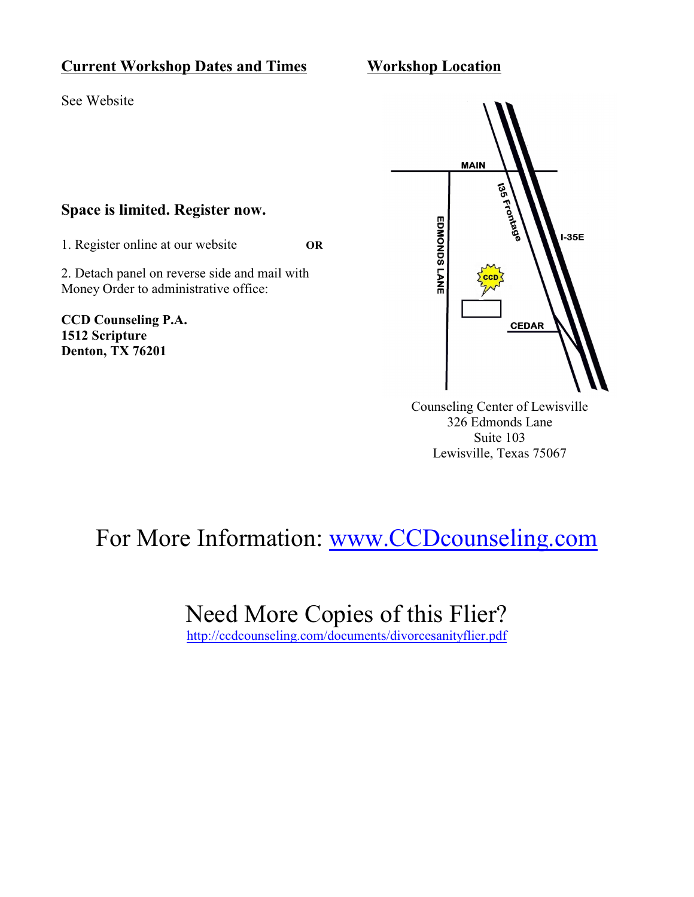## Current Workshop Dates and Times

See Website

**Space is limited. Register now.**

1. Register online at our website **OR**

2. Detach panel on reverse side and mail with Money Order to administrative office:

**CCD Counseling P.A.**
**1512 Scripture**
**Denton, TX 76201**

## Workshop Location

MAIN
I35 Frontage
I-35E
EDMONDS LANE
CCD
CEDAR

Counseling Center of Lewisville
326 Edmonds Lane
Suite 103
Lewisville, Texas 75067

# For More Information: www.CCDcounseling.com

# Need More Copies of this Flier?

http://ccdcounseling.com/documents/divorcesanityflier.pdf